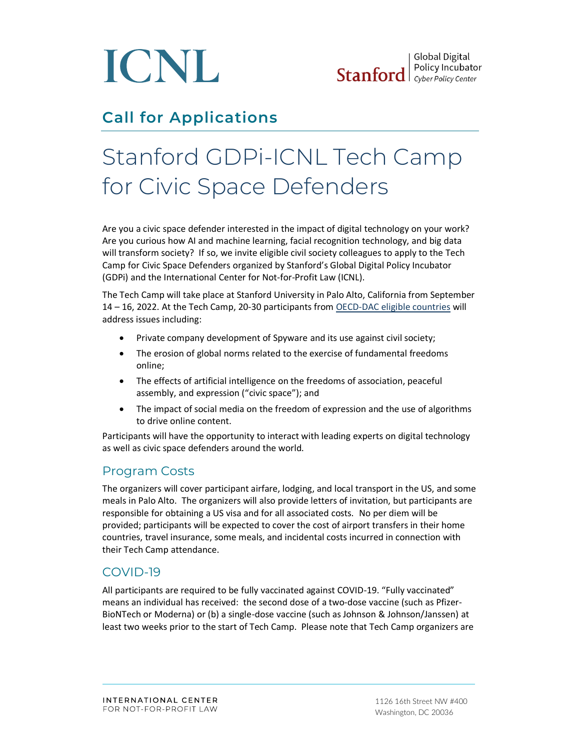ICNL

Stanford | Global Digital Policy Incubator *Cyber Policy Center*

## Call for Applications

# Stanford GDPi-ICNL Tech Camp for Civic Space Defenders

Are you a civic space defender interested in the impact of digital technology on your work? Are you curious how AI and machine learning, facial recognition technology, and big data will transform society? If so, we invite eligible civil society colleagues to apply to the Tech Camp for Civic Space Defenders organized by Stanford's Global Digital Policy Incubator (GDPi) and the International Center for Not-for-Profit Law (ICNL).

The Tech Camp will take place at Stanford University in Palo Alto, California from September 14 – 16, 2022. At the Tech Camp, 20-30 participants from OECD-DAC eligible countries will address issues including:

- Private company development of Spyware and its use against civil society;
- The erosion of global norms related to the exercise of fundamental freedoms online;
- The effects of artificial intelligence on the freedoms of association, peaceful assembly, and expression ("civic space"); and
- The impact of social media on the freedom of expression and the use of algorithms to drive online content.

Participants will have the opportunity to interact with leading experts on digital technology as well as civic space defenders around the world.

## Program Costs

The organizers will cover participant airfare, lodging, and local transport in the US, and some meals in Palo Alto. The organizers will also provide letters of invitation, but participants are responsible for obtaining a US visa and for all associated costs. No per diem will be provided; participants will be expected to cover the cost of airport transfers in their home countries, travel insurance, some meals, and incidental costs incurred in connection with their Tech Camp attendance.

## COVID-19

All participants are required to be fully vaccinated against COVID-19. "Fully vaccinated" means an individual has received: the second dose of a two-dose vaccine (such as Pfizer-BioNTech or Moderna) or (b) a single-dose vaccine (such as Johnson & Johnson/Janssen) at least two weeks prior to the start of Tech Camp. Please note that Tech Camp organizers are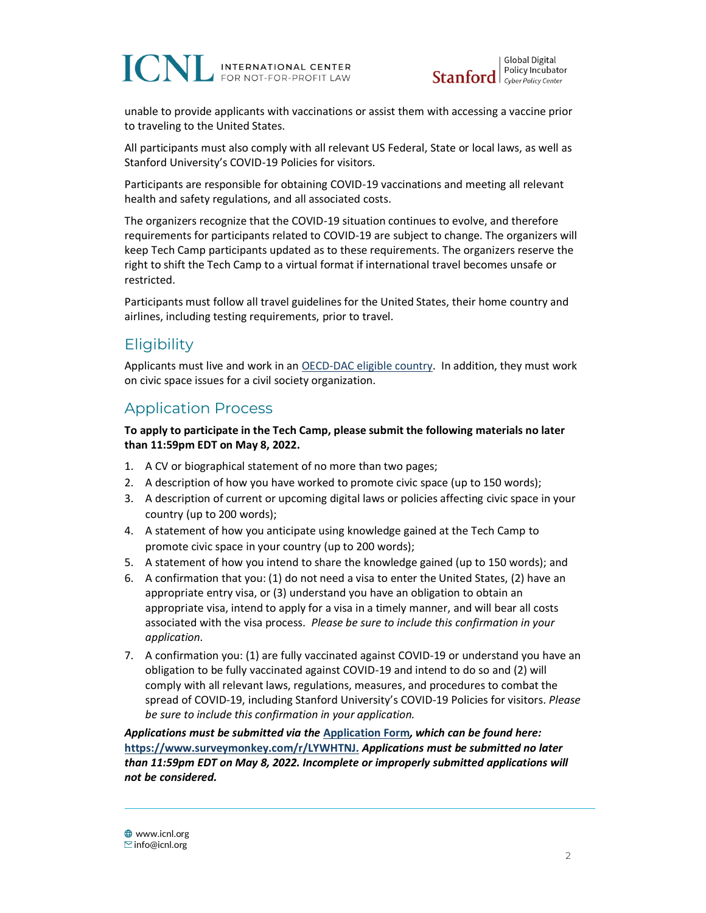unable to provide applicants with vaccinations or assist them with accessing a vaccine prior to traveling to the United States.

All participants must also comply with all relevant US Federal, State or local laws, as well as Stanford University's COVID-19 Policies for visitors.

Participants are responsible for obtaining COVID-19 vaccinations and meeting all relevant health and safety regulations, and all associated costs.

The organizers recognize that the COVID-19 situation continues to evolve, and therefore requirements for participants related to COVID-19 are subject to change. The organizers will keep Tech Camp participants updated as to these requirements. The organizers reserve the right to shift the Tech Camp to a virtual format if international travel becomes unsafe or restricted.

Participants must follow all travel guidelines for the United States, their home country and airlines, including testing requirements, prior to travel.

## Eligibility

Applicants must live and work in an OECD-DAC eligible country. In addition, they must work on civic space issues for a civil society organization.

## Application Process

**To apply to participate in the Tech Camp, please submit the following materials no later than 11:59pm EDT on May 8, 2022.**

1. A CV or biographical statement of no more than two pages;
2. A description of how you have worked to promote civic space (up to 150 words);
3. A description of current or upcoming digital laws or policies affecting civic space in your country (up to 200 words);
4. A statement of how you anticipate using knowledge gained at the Tech Camp to promote civic space in your country (up to 200 words);
5. A statement of how you intend to share the knowledge gained (up to 150 words); and
6. A confirmation that you: (1) do not need a visa to enter the United States, (2) have an appropriate entry visa, or (3) understand you have an obligation to obtain an appropriate visa, intend to apply for a visa in a timely manner, and will bear all costs associated with the visa process. *Please be sure to include this confirmation in your application*.
7. A confirmation you: (1) are fully vaccinated against COVID-19 or understand you have an obligation to be fully vaccinated against COVID-19 and intend to do so and (2) will comply with all relevant laws, regulations, measures, and procedures to combat the spread of COVID-19, including Stanford University's COVID-19 Policies for visitors. *Please be sure to include this confirmation in your application.*

***Applications must be submitted via the Application Form, which can be found here: https://www.surveymonkey.com/r/LYWHTNJ. Applications must be submitted no later than 11:59pm EDT on May 8, 2022. Incomplete or improperly submitted applications will not be considered.***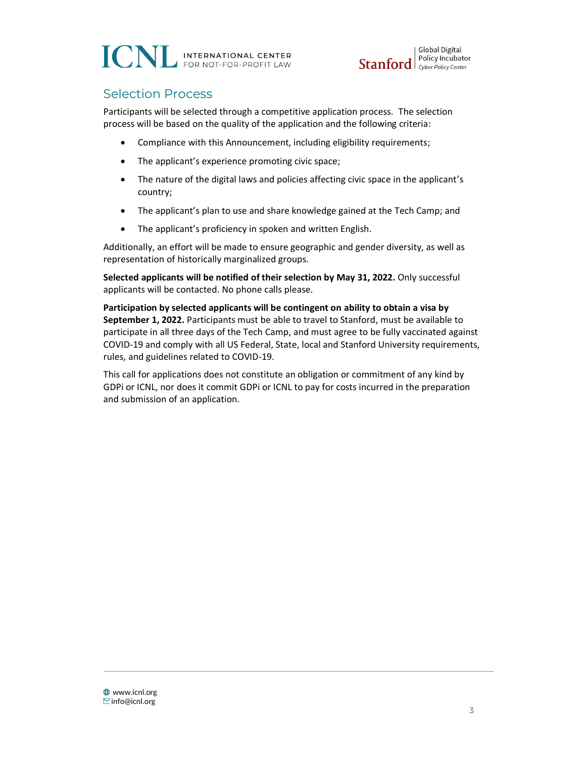## Selection Process

Participants will be selected through a competitive application process. The selection process will be based on the quality of the application and the following criteria:

- Compliance with this Announcement, including eligibility requirements;
- The applicant's experience promoting civic space;
- The nature of the digital laws and policies affecting civic space in the applicant's country;
- The applicant's plan to use and share knowledge gained at the Tech Camp; and
- The applicant's proficiency in spoken and written English.

Additionally, an effort will be made to ensure geographic and gender diversity, as well as representation of historically marginalized groups.

**Selected applicants will be notified of their selection by May 31, 2022.** Only successful applicants will be contacted. No phone calls please.

**Participation by selected applicants will be contingent on ability to obtain a visa by September 1, 2022.** Participants must be able to travel to Stanford, must be available to participate in all three days of the Tech Camp, and must agree to be fully vaccinated against COVID-19 and comply with all US Federal, State, local and Stanford University requirements, rules, and guidelines related to COVID-19.

This call for applications does not constitute an obligation or commitment of any kind by GDPi or ICNL, nor does it commit GDPi or ICNL to pay for costs incurred in the preparation and submission of an application.